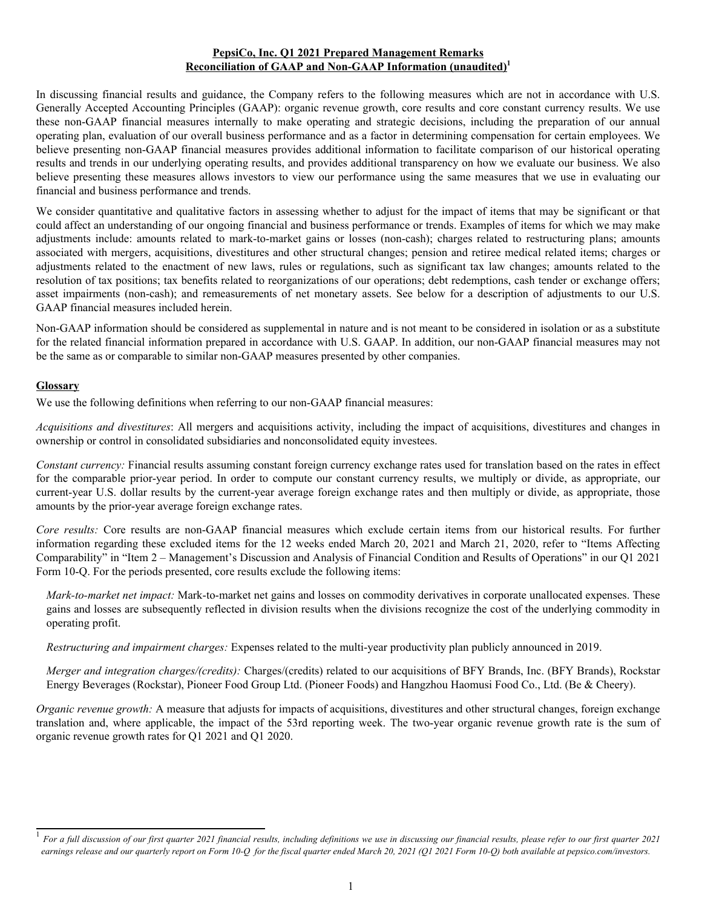**PepsiCo, Inc. Q1 2021 Prepared Management Remarks**
**Reconciliation of GAAP and Non-GAAP Information (unaudited)[1]**

In discussing financial results and guidance, the Company refers to the following measures which are not in accordance with U.S. Generally Accepted Accounting Principles (GAAP): organic revenue growth, core results and core constant currency results. We use these non-GAAP financial measures internally to make operating and strategic decisions, including the preparation of our annual operating plan, evaluation of our overall business performance and as a factor in determining compensation for certain employees. We believe presenting non-GAAP financial measures provides additional information to facilitate comparison of our historical operating results and trends in our underlying operating results, and provides additional transparency on how we evaluate our business. We also believe presenting these measures allows investors to view our performance using the same measures that we use in evaluating our financial and business performance and trends.

We consider quantitative and qualitative factors in assessing whether to adjust for the impact of items that may be significant or that could affect an understanding of our ongoing financial and business performance or trends. Examples of items for which we may make adjustments include: amounts related to mark-to-market gains or losses (non-cash); charges related to restructuring plans; amounts associated with mergers, acquisitions, divestitures and other structural changes; pension and retiree medical related items; charges or adjustments related to the enactment of new laws, rules or regulations, such as significant tax law changes; amounts related to the resolution of tax positions; tax benefits related to reorganizations of our operations; debt redemptions, cash tender or exchange offers; asset impairments (non-cash); and remeasurements of net monetary assets. See below for a description of adjustments to our U.S. GAAP financial measures included herein.

Non-GAAP information should be considered as supplemental in nature and is not meant to be considered in isolation or as a substitute for the related financial information prepared in accordance with U.S. GAAP. In addition, our non-GAAP financial measures may not be the same as or comparable to similar non-GAAP measures presented by other companies.

## Glossary

We use the following definitions when referring to our non-GAAP financial measures:

*Acquisitions and divestitures*: All mergers and acquisitions activity, including the impact of acquisitions, divestitures and changes in ownership or control in consolidated subsidiaries and nonconsolidated equity investees.

*Constant currency:* Financial results assuming constant foreign currency exchange rates used for translation based on the rates in effect for the comparable prior-year period. In order to compute our constant currency results, we multiply or divide, as appropriate, our current-year U.S. dollar results by the current-year average foreign exchange rates and then multiply or divide, as appropriate, those amounts by the prior-year average foreign exchange rates.

*Core results:* Core results are non-GAAP financial measures which exclude certain items from our historical results. For further information regarding these excluded items for the 12 weeks ended March 20, 2021 and March 21, 2020, refer to "Items Affecting Comparability" in "Item 2 – Management's Discussion and Analysis of Financial Condition and Results of Operations" in our Q1 2021 Form 10-Q. For the periods presented, core results exclude the following items:

> *Mark-to-market net impact:* Mark-to-market net gains and losses on commodity derivatives in corporate unallocated expenses. These gains and losses are subsequently reflected in division results when the divisions recognize the cost of the underlying commodity in operating profit.
>
> *Restructuring and impairment charges:* Expenses related to the multi-year productivity plan publicly announced in 2019.
>
> *Merger and integration charges/(credits):* Charges/(credits) related to our acquisitions of BFY Brands, Inc. (BFY Brands), Rockstar Energy Beverages (Rockstar), Pioneer Food Group Ltd. (Pioneer Foods) and Hangzhou Haomusi Food Co., Ltd. (Be & Cheery).

*Organic revenue growth:* A measure that adjusts for impacts of acquisitions, divestitures and other structural changes, foreign exchange translation and, where applicable, the impact of the 53rd reporting week. The two-year organic revenue growth rate is the sum of organic revenue growth rates for Q1 2021 and Q1 2020.

---

[1] *For a full discussion of our first quarter 2021 financial results, including definitions we use in discussing our financial results, please refer to our first quarter 2021 earnings release and our quarterly report on Form 10-Q for the fiscal quarter ended March 20, 2021 (Q1 2021 Form 10-Q) both available at pepsico.com/investors.*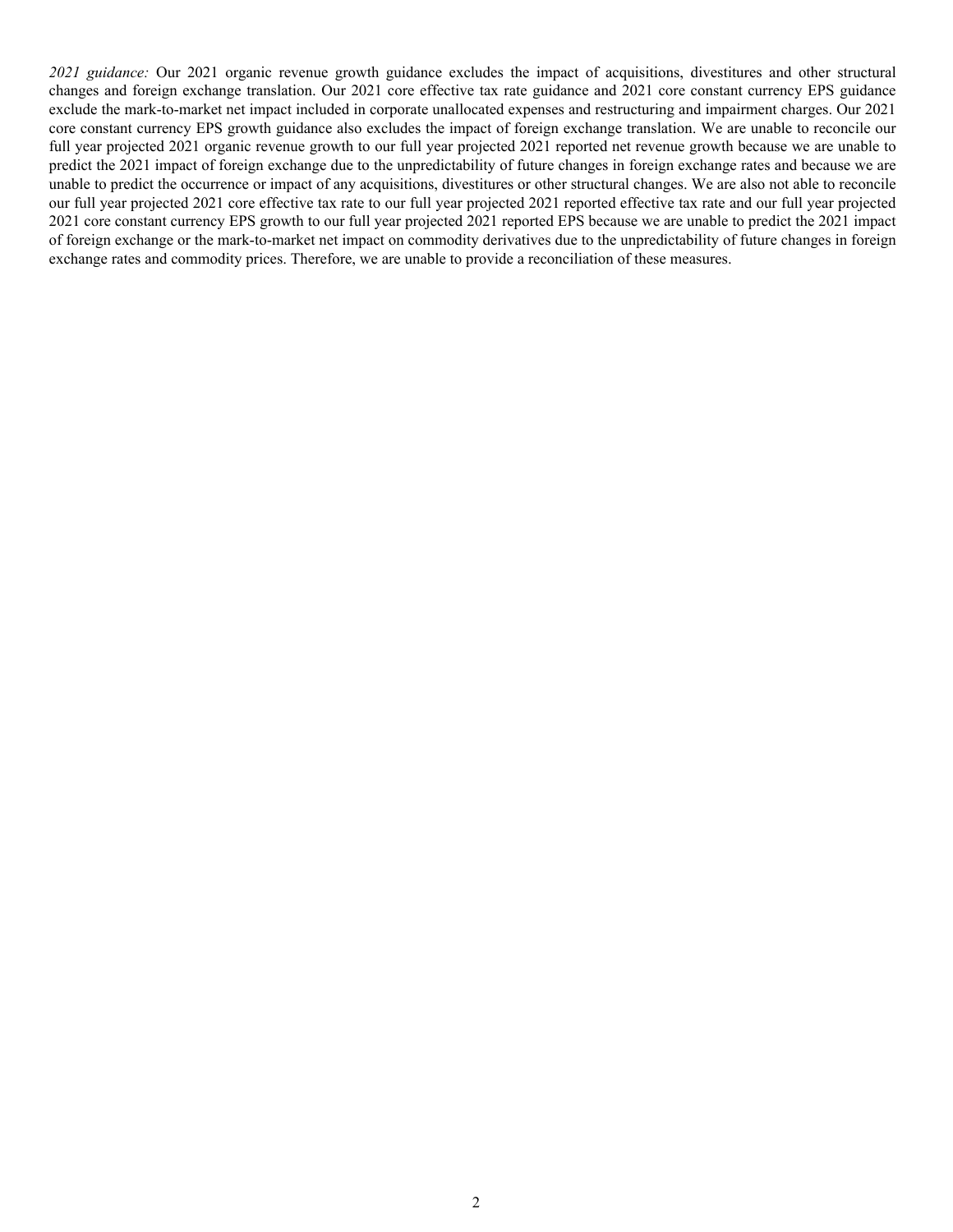*2021 guidance:* Our 2021 organic revenue growth guidance excludes the impact of acquisitions, divestitures and other structural changes and foreign exchange translation. Our 2021 core effective tax rate guidance and 2021 core constant currency EPS guidance exclude the mark-to-market net impact included in corporate unallocated expenses and restructuring and impairment charges. Our 2021 core constant currency EPS growth guidance also excludes the impact of foreign exchange translation. We are unable to reconcile our full year projected 2021 organic revenue growth to our full year projected 2021 reported net revenue growth because we are unable to predict the 2021 impact of foreign exchange due to the unpredictability of future changes in foreign exchange rates and because we are unable to predict the occurrence or impact of any acquisitions, divestitures or other structural changes. We are also not able to reconcile our full year projected 2021 core effective tax rate to our full year projected 2021 reported effective tax rate and our full year projected 2021 core constant currency EPS growth to our full year projected 2021 reported EPS because we are unable to predict the 2021 impact of foreign exchange or the mark-to-market net impact on commodity derivatives due to the unpredictability of future changes in foreign exchange rates and commodity prices. Therefore, we are unable to provide a reconciliation of these measures.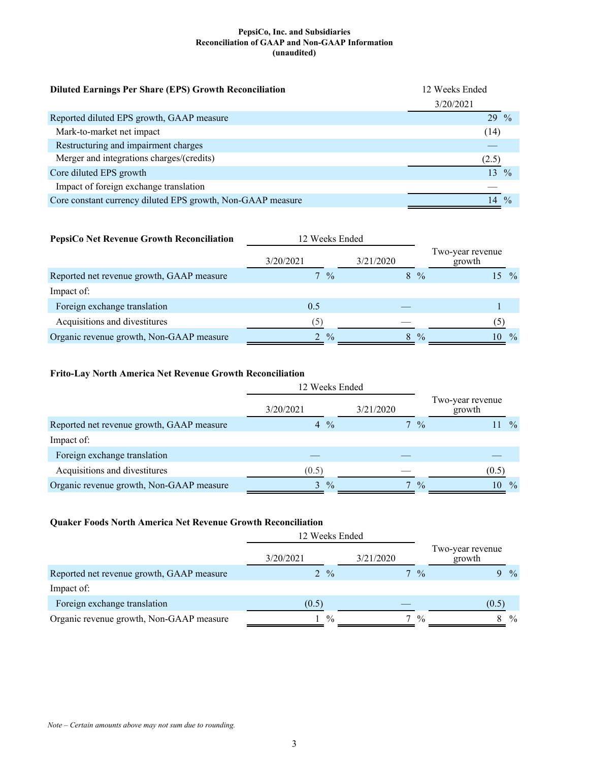**PepsiCo, Inc. and Subsidiaries**
**Reconciliation of GAAP and Non-GAAP Information**
**(unaudited)**

| **Diluted Earnings Per Share (EPS) Growth Reconciliation** | 12 Weeks Ended 3/20/2021 |
|---|---|
| Reported diluted EPS growth, GAAP measure | 29 % |
| Mark-to-market net impact | (14) |
| Restructuring and impairment charges | — |
| Merger and integrations charges/(credits) | (2.5) |
| Core diluted EPS growth | 13 % |
| Impact of foreign exchange translation | — |
| Core constant currency diluted EPS growth, Non-GAAP measure | 14 % |

| **PepsiCo Net Revenue Growth Reconciliation** | 12 Weeks Ended | | |
|---|---|---|---|
| | 3/20/2021 | 3/21/2020 | Two-year revenue growth |
| Reported net revenue growth, GAAP measure | 7 % | 8 % | 15 % |
| Impact of: | | | |
| Foreign exchange translation | 0.5 | — | 1 |
| Acquisitions and divestitures | (5) | — | (5) |
| Organic revenue growth, Non-GAAP measure | 2 % | 8 % | 10 % |

**Frito-Lay North America Net Revenue Growth Reconciliation**

| | 12 Weeks Ended | | |
|---|---|---|---|
| | 3/20/2021 | 3/21/2020 | Two-year revenue growth |
| Reported net revenue growth, GAAP measure | 4 % | 7 % | 11 % |
| Impact of: | | | |
| Foreign exchange translation | — | — | — |
| Acquisitions and divestitures | (0.5) | — | (0.5) |
| Organic revenue growth, Non-GAAP measure | 3 % | 7 % | 10 % |

**Quaker Foods North America Net Revenue Growth Reconciliation**

| | 12 Weeks Ended | | |
|---|---|---|---|
| | 3/20/2021 | 3/21/2020 | Two-year revenue growth |
| Reported net revenue growth, GAAP measure | 2 % | 7 % | 9 % |
| Impact of: | | | |
| Foreign exchange translation | (0.5) | — | (0.5) |
| Organic revenue growth, Non-GAAP measure | 1 % | 7 % | 8 % |

*Note – Certain amounts above may not sum due to rounding.*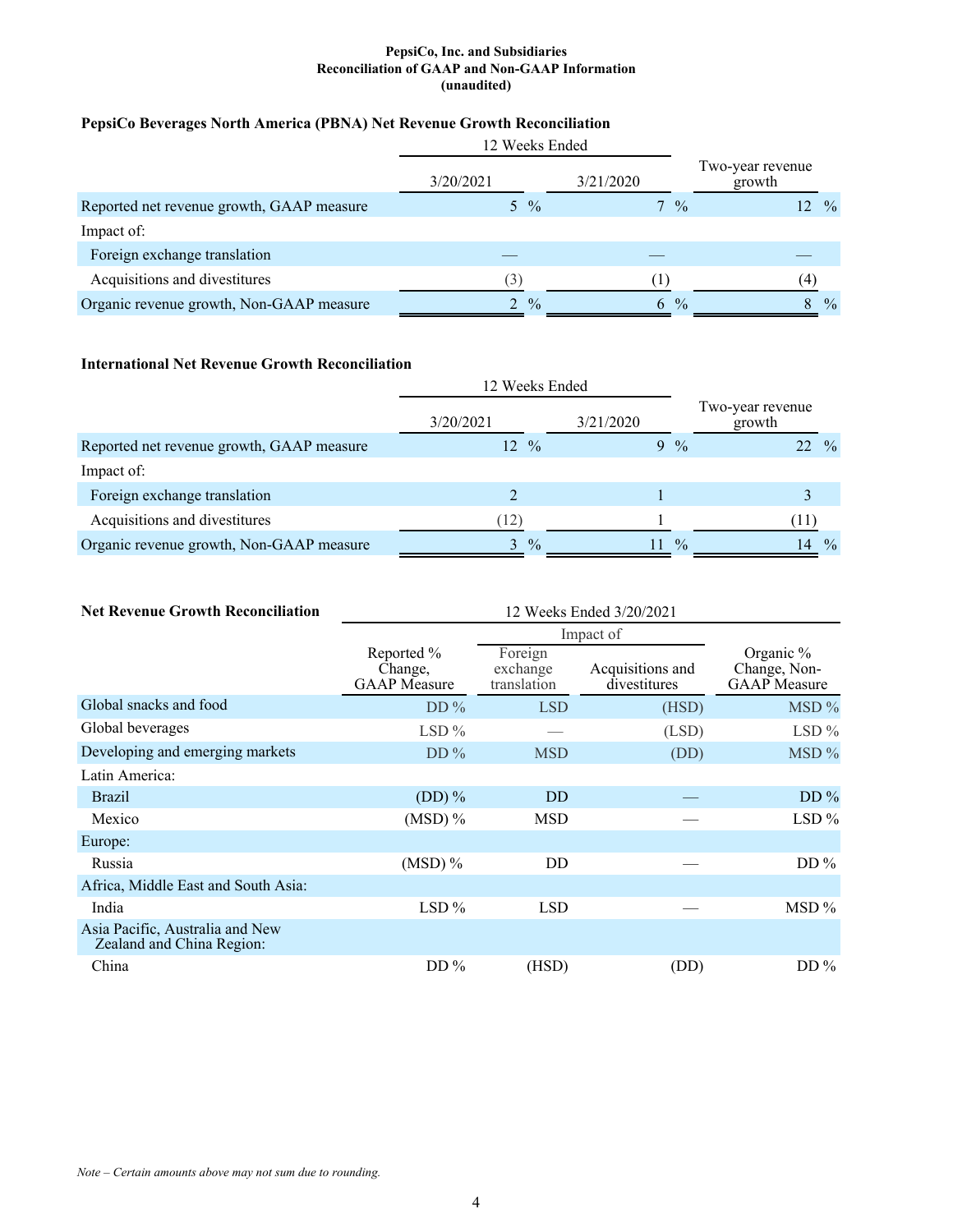**PepsiCo, Inc. and Subsidiaries**
**Reconciliation of GAAP and Non-GAAP Information**
**(unaudited)**

### PepsiCo Beverages North America (PBNA) Net Revenue Growth Reconciliation

| | 12 Weeks Ended | | |
|---|---|---|---|
| | 3/20/2021 | 3/21/2020 | Two-year revenue growth |
| Reported net revenue growth, GAAP measure | 5 % | 7 % | 12 % |
| Impact of: | | | |
| Foreign exchange translation | — | — | — |
| Acquisitions and divestitures | (3) | (1) | (4) |
| Organic revenue growth, Non-GAAP measure | 2 % | 6 % | 8 % |

### International Net Revenue Growth Reconciliation

| | 12 Weeks Ended | | |
|---|---|---|---|
| | 3/20/2021 | 3/21/2020 | Two-year revenue growth |
| Reported net revenue growth, GAAP measure | 12 % | 9 % | 22 % |
| Impact of: | | | |
| Foreign exchange translation | 2 | 1 | 3 |
| Acquisitions and divestitures | (12) | 1 | (11) |
| Organic revenue growth, Non-GAAP measure | 3 % | 11 % | 14 % |

### Net Revenue Growth Reconciliation

| | 12 Weeks Ended 3/20/2021 | | | |
|---|---|---|---|---|
| | | Impact of | | |
| | Reported % Change, GAAP Measure | Foreign exchange translation | Acquisitions and divestitures | Organic % Change, Non-GAAP Measure |
| Global snacks and food | DD % | LSD | (HSD) | MSD % |
| Global beverages | LSD % | — | (LSD) | LSD % |
| Developing and emerging markets | DD % | MSD | (DD) | MSD % |
| Latin America: | | | | |
| Brazil | (DD) % | DD | — | DD % |
| Mexico | (MSD) % | MSD | — | LSD % |
| Europe: | | | | |
| Russia | (MSD) % | DD | — | DD % |
| Africa, Middle East and South Asia: | | | | |
| India | LSD % | LSD | — | MSD % |
| Asia Pacific, Australia and New Zealand and China Region: | | | | |
| China | DD % | (HSD) | (DD) | DD % |

*Note – Certain amounts above may not sum due to rounding.*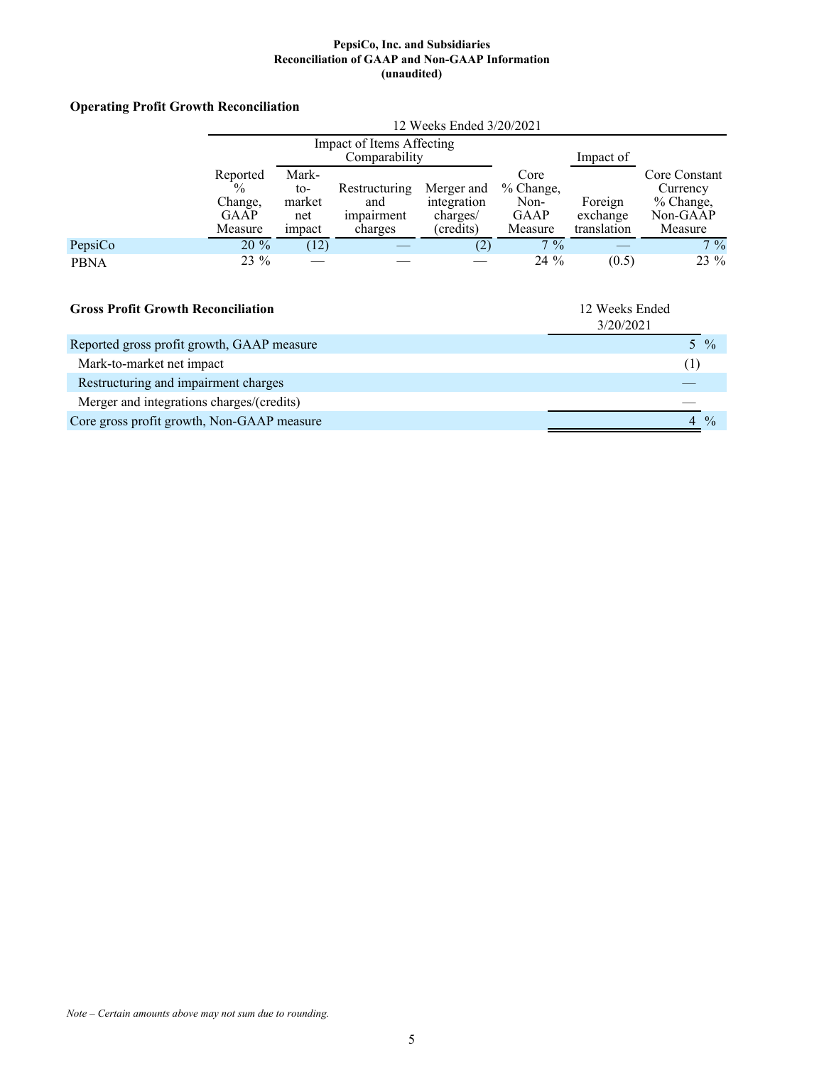**PepsiCo, Inc. and Subsidiaries**
**Reconciliation of GAAP and Non-GAAP Information**
**(unaudited)**

**Operating Profit Growth Reconciliation**

| | 12 Weeks Ended 3/20/2021 | | | | | | |
|---|---|---|---|---|---|---|---|
| | | Impact of Items Affecting Comparability | | | | Impact of | |
| | Reported % Change, GAAP Measure | Mark-to-market net impact | Restructuring and impairment charges | Merger and integration charges/ (credits) | Core % Change, Non-GAAP Measure | Foreign exchange translation | Core Constant Currency % Change, Non-GAAP Measure |
| PepsiCo | 20 % | (12) | — | (2) | 7 % | — | 7 % |
| PBNA | 23 % | — | — | — | 24 % | (0.5) | 23 % |

**Gross Profit Growth Reconciliation**

| | 12 Weeks Ended 3/20/2021 |
|---|---|
| Reported gross profit growth, GAAP measure | 5 % |
| Mark-to-market net impact | (1) |
| Restructuring and impairment charges | — |
| Merger and integrations charges/(credits) | — |
| Core gross profit growth, Non-GAAP measure | 4 % |

*Note – Certain amounts above may not sum due to rounding.*